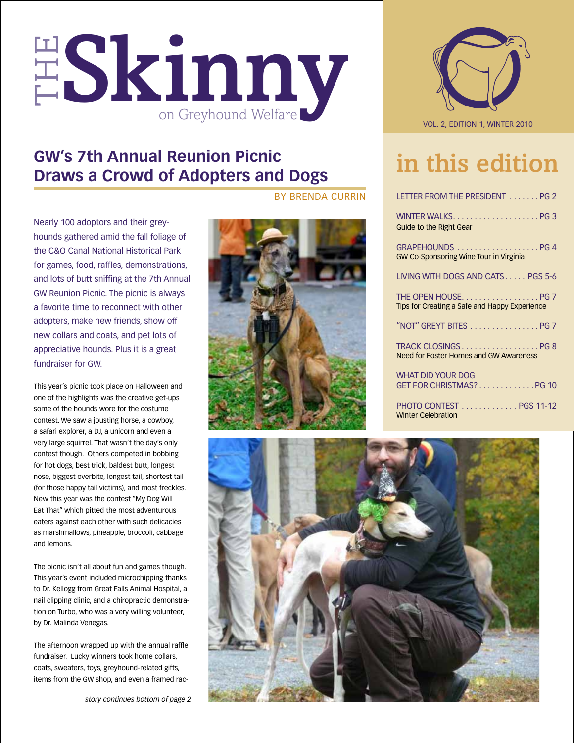# THE Skinny on Greyhound Welfare

VOL. 2, EDITION 1, WINTER 2010

## GW's 7th Annual Reunion Picnic Draws a Crowd of Adopters and Dogs

BY BRENDA CURRIN

Nearly 100 adoptors and their greyhounds gathered amid the fall foliage of the C&O Canal National Historical Park for games, food, raffles, demonstrations, and lots of butt sniffing at the 7th Annual GW Reunion Picnic. The picnic is always a favorite time to reconnect with other adopters, make new friends, show off new collars and coats, and pet lots of appreciative hounds. Plus it is a great fundraiser for GW.

This year's picnic took place on Halloween and one of the highlights was the creative get-ups some of the hounds wore for the costume contest. We saw a jousting horse, a cowboy, a safari explorer, a DJ, a unicorn and even a very large squirrel. That wasn't the day's only contest though. Others competed in bobbing for hot dogs, best trick, baldest butt, longest nose, biggest overbite, longest tail, shortest tail (for those happy tail victims), and most freckles. New this year was the contest "My Dog Will Eat That" which pitted the most adventurous eaters against each other with such delicacies as marshmallows, pineapple, broccoli, cabbage and lemons.

The picnic isn't all about fun and games though. This year's event included microchipping thanks to Dr. Kellogg from Great Falls Animal Hospital, a nail clipping clinic, and a chiropractic demonstration on Turbo, who was a very willing volunteer, by Dr. Malinda Venegas.

The afternoon wrapped up with the annual raffle fundraiser. Lucky winners took home collars, coats, sweaters, toys, greyhound-related gifts, items from the GW shop, and even a framed rac-

*story continues bottom of page 2*

## in this edition

- LETTER FROM THE PRESIDENT ....... PG 2
- WINTER WALKS ....... PG 3
  Guide to the Right Gear
- GRAPEHOUNDS ....... PG 4
  GW Co-Sponsoring Wine Tour in Virginia
- LIVING WITH DOGS AND CATS ....... PGS 5-6
- THE OPEN HOUSE ....... PG 7
  Tips for Creating a Safe and Happy Experience
- "NOT" GREYT BITES ....... PG 7
- TRACK CLOSINGS ....... PG 8
  Need for Foster Homes and GW Awareness
- WHAT DID YOUR DOG GET FOR CHRISTMAS? ....... PG 10
- PHOTO CONTEST ....... PGS 11-12
  Winter Celebration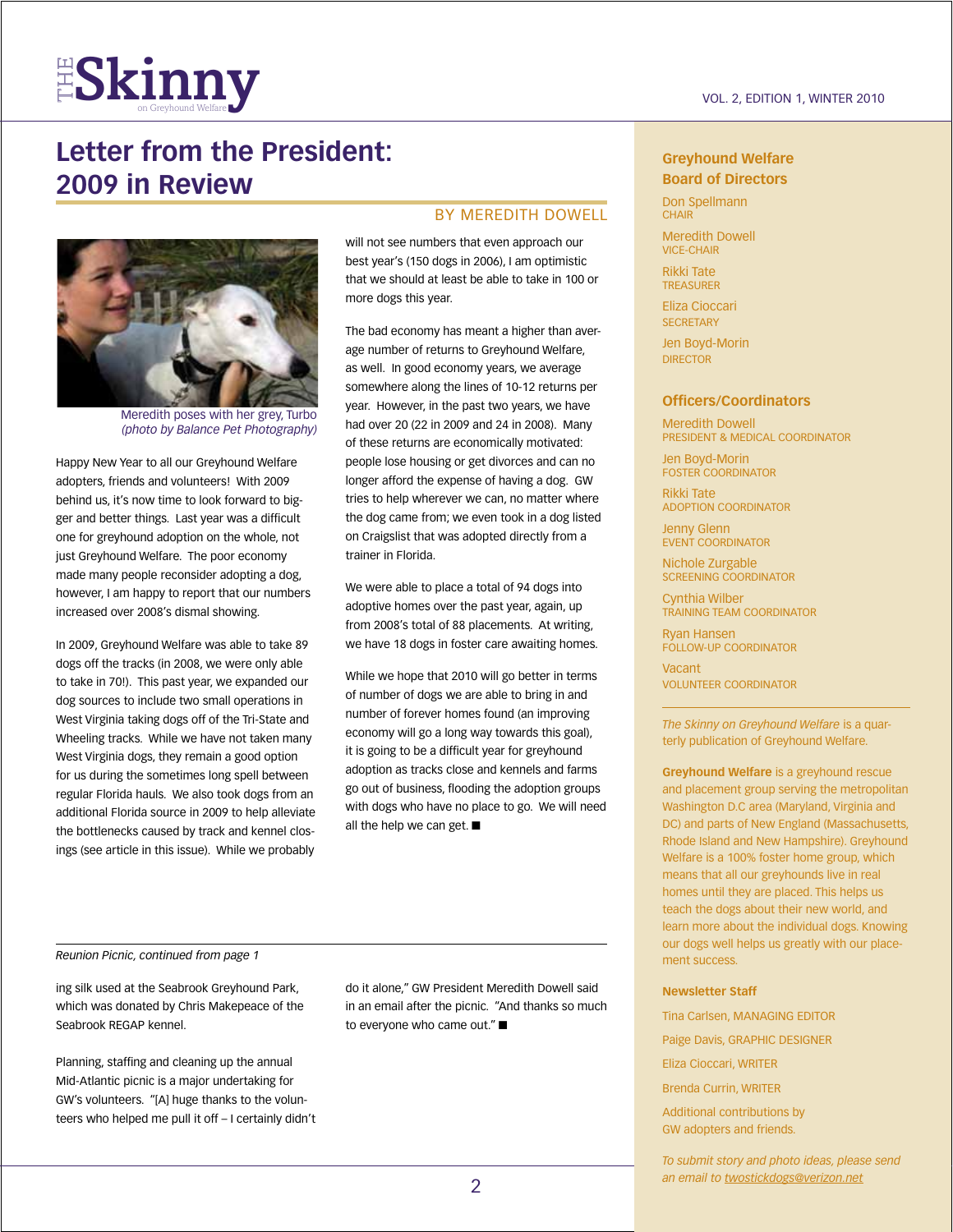# Letter from the President: 2009 in Review

BY MEREDITH DOWELL

Meredith poses with her grey, Turbo
*(photo by Balance Pet Photography)*

Happy New Year to all our Greyhound Welfare adopters, friends and volunteers! With 2009 behind us, it's now time to look forward to bigger and better things. Last year was a difficult one for greyhound adoption on the whole, not just Greyhound Welfare. The poor economy made many people reconsider adopting a dog, however, I am happy to report that our numbers increased over 2008's dismal showing.

In 2009, Greyhound Welfare was able to take 89 dogs off the tracks (in 2008, we were only able to take in 70!). This past year, we expanded our dog sources to include two small operations in West Virginia taking dogs off of the Tri-State and Wheeling tracks. While we have not taken many West Virginia dogs, they remain a good option for us during the sometimes long spell between regular Florida hauls. We also took dogs from an additional Florida source in 2009 to help alleviate the bottlenecks caused by track and kennel closings (see article in this issue). While we probably will not see numbers that even approach our best year's (150 dogs in 2006), I am optimistic that we should at least be able to take in 100 or more dogs this year.

The bad economy has meant a higher than average number of returns to Greyhound Welfare, as well. In good economy years, we average somewhere along the lines of 10-12 returns per year. However, in the past two years, we have had over 20 (22 in 2009 and 24 in 2008). Many of these returns are economically motivated: people lose housing or get divorces and can no longer afford the expense of having a dog. GW tries to help wherever we can, no matter where the dog came from; we even took in a dog listed on Craigslist that was adopted directly from a trainer in Florida.

We were able to place a total of 94 dogs into adoptive homes over the past year, again, up from 2008's total of 88 placements. At writing, we have 18 dogs in foster care awaiting homes.

While we hope that 2010 will go better in terms of number of dogs we are able to bring in and number of forever homes found (an improving economy will go a long way towards this goal), it is going to be a difficult year for greyhound adoption as tracks close and kennels and farms go out of business, flooding the adoption groups with dogs who have no place to go. We will need all the help we can get. ■

---

*Reunion Picnic, continued from page 1*

ing silk used at the Seabrook Greyhound Park, which was donated by Chris Makepeace of the Seabrook REGAP kennel.

Planning, staffing and cleaning up the annual Mid-Atlantic picnic is a major undertaking for GW's volunteers. "[A] huge thanks to the volunteers who helped me pull it off – I certainly didn't do it alone," GW President Meredith Dowell said in an email after the picnic. "And thanks so much to everyone who came out." ■

---

## Greyhound Welfare Board of Directors

Don Spellmann
CHAIR

Meredith Dowell
VICE-CHAIR

Rikki Tate
TREASURER

Eliza Cioccari
SECRETARY

Jen Boyd-Morin
DIRECTOR

## Officers/Coordinators

Meredith Dowell
PRESIDENT & MEDICAL COORDINATOR

Jen Boyd-Morin
FOSTER COORDINATOR

Rikki Tate
ADOPTION COORDINATOR

Jenny Glenn
EVENT COORDINATOR

Nichole Zurgable
SCREENING COORDINATOR

Cynthia Wilber
TRAINING TEAM COORDINATOR

Ryan Hansen
FOLLOW-UP COORDINATOR

Vacant
VOLUNTEER COORDINATOR

*The Skinny on Greyhound Welfare* is a quarterly publication of Greyhound Welfare.

**Greyhound Welfare** is a greyhound rescue and placement group serving the metropolitan Washington D.C area (Maryland, Virginia and DC) and parts of New England (Massachusetts, Rhode Island and New Hampshire). Greyhound Welfare is a 100% foster home group, which means that all our greyhounds live in real homes until they are placed. This helps us teach the dogs about their new world, and learn more about the individual dogs. Knowing our dogs well helps us greatly with our placement success.

### Newsletter Staff

Tina Carlsen, MANAGING EDITOR

Paige Davis, GRAPHIC DESIGNER

Eliza Cioccari, WRITER

Brenda Currin, WRITER

Additional contributions by GW adopters and friends.

*To submit story and photo ideas, please send an email to twostickdogs@verizon.net*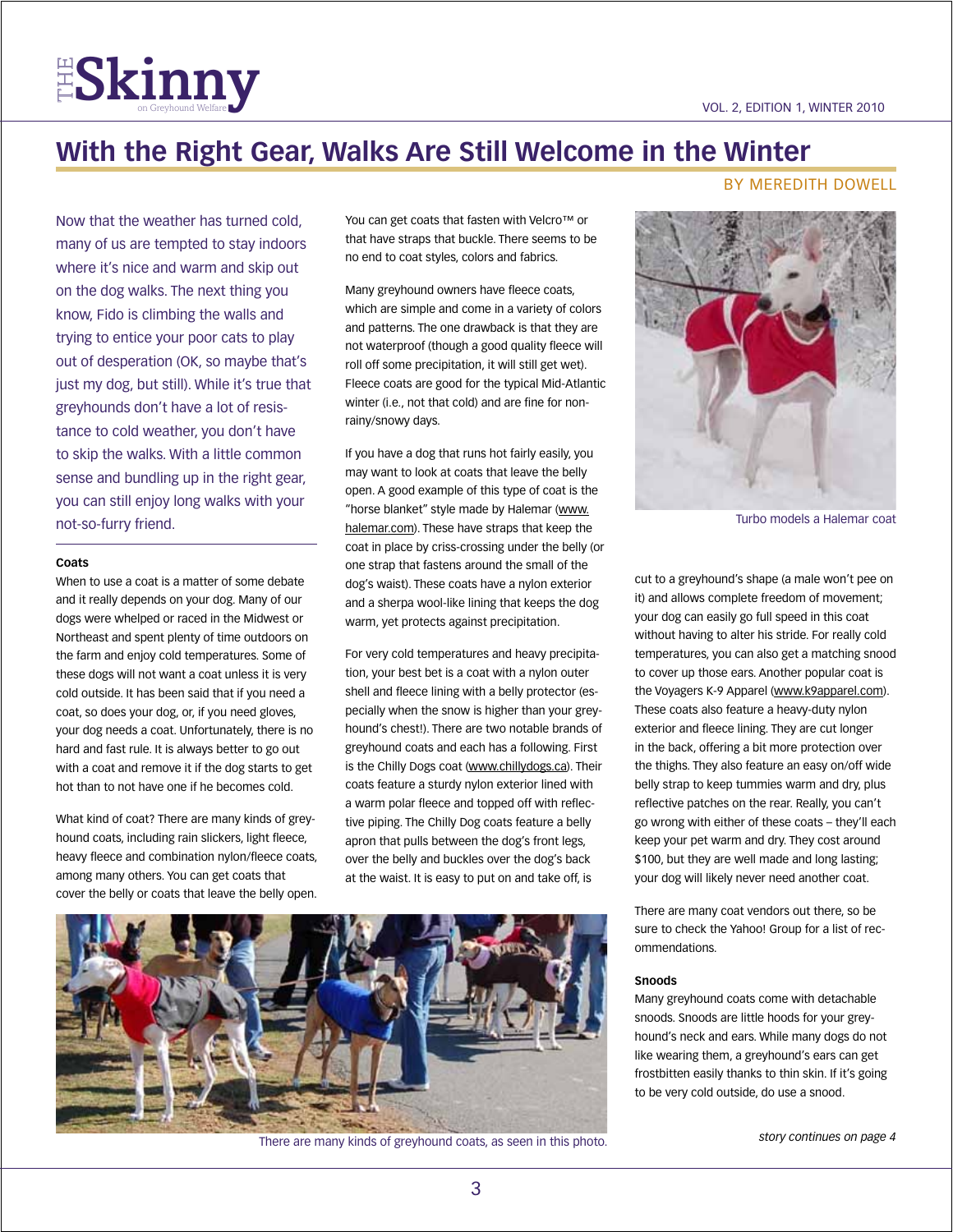# With the Right Gear, Walks Are Still Welcome in the Winter

BY MEREDITH DOWELL

Now that the weather has turned cold, many of us are tempted to stay indoors where it's nice and warm and skip out on the dog walks. The next thing you know, Fido is climbing the walls and trying to entice your poor cats to play out of desperation (OK, so maybe that's just my dog, but still). While it's true that greyhounds don't have a lot of resistance to cold weather, you don't have to skip the walks. With a little common sense and bundling up in the right gear, you can still enjoy long walks with your not-so-furry friend.

**Coats**

When to use a coat is a matter of some debate and it really depends on your dog. Many of our dogs were whelped or raced in the Midwest or Northeast and spent plenty of time outdoors on the farm and enjoy cold temperatures. Some of these dogs will not want a coat unless it is very cold outside. It has been said that if you need a coat, so does your dog, or, if you need gloves, your dog needs a coat. Unfortunately, there is no hard and fast rule. It is always better to go out with a coat and remove it if the dog starts to get hot than to not have one if he becomes cold.

What kind of coat? There are many kinds of greyhound coats, including rain slickers, light fleece, heavy fleece and combination nylon/fleece coats, among many others. You can get coats that cover the belly or coats that leave the belly open. You can get coats that fasten with Velcro™ or that have straps that buckle. There seems to be no end to coat styles, colors and fabrics.

Many greyhound owners have fleece coats, which are simple and come in a variety of colors and patterns. The one drawback is that they are not waterproof (though a good quality fleece will roll off some precipitation, it will still get wet). Fleece coats are good for the typical Mid-Atlantic winter (i.e., not that cold) and are fine for non-rainy/snowy days.

If you have a dog that runs hot fairly easily, you may want to look at coats that leave the belly open. A good example of this type of coat is the "horse blanket" style made by Halemar (www.halemar.com). These have straps that keep the coat in place by criss-crossing under the belly (or one strap that fastens around the small of the dog's waist). These coats have a nylon exterior and a sherpa wool-like lining that keeps the dog warm, yet protects against precipitation.

Turbo models a Halemar coat

For very cold temperatures and heavy precipitation, your best bet is a coat with a nylon outer shell and fleece lining with a belly protector (especially when the snow is higher than your greyhound's chest!). There are two notable brands of greyhound coats and each has a following. First is the Chilly Dogs coat (www.chillydogs.ca). Their coats feature a sturdy nylon exterior lined with a warm polar fleece and topped off with reflective piping. The Chilly Dog coats feature a belly apron that pulls between the dog's front legs, over the belly and buckles over the dog's back at the waist. It is easy to put on and take off, is cut to a greyhound's shape (a male won't pee on it) and allows complete freedom of movement; your dog can easily go full speed in this coat without having to alter his stride. For really cold temperatures, you can also get a matching snood to cover up those ears. Another popular coat is the Voyagers K-9 Apparel (www.k9apparel.com). These coats also feature a heavy-duty nylon exterior and fleece lining. They are cut longer in the back, offering a bit more protection over the thighs. They also feature an easy on/off wide belly strap to keep tummies warm and dry, plus reflective patches on the rear. Really, you can't go wrong with either of these coats – they'll each keep your pet warm and dry. They cost around $100, but they are well made and long lasting; your dog will likely never need another coat.

There are many coat vendors out there, so be sure to check the Yahoo! Group for a list of recommendations.

There are many kinds of greyhound coats, as seen in this photo.

**Snoods**

Many greyhound coats come with detachable snoods. Snoods are little hoods for your greyhound's neck and ears. While many dogs do not like wearing them, a greyhound's ears can get frostbitten easily thanks to thin skin. If it's going to be very cold outside, do use a snood.

*story continues on page 4*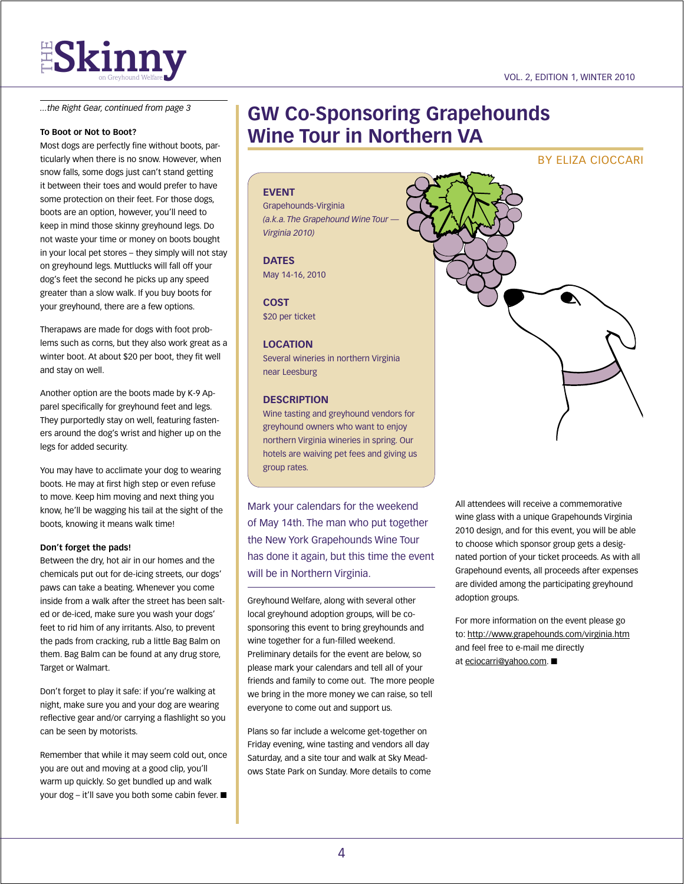*...the Right Gear, continued from page 3*

**To Boot or Not to Boot?**

Most dogs are perfectly fine without boots, particularly when there is no snow. However, when snow falls, some dogs just can't stand getting it between their toes and would prefer to have some protection on their feet. For those dogs, boots are an option, however, you'll need to keep in mind those skinny greyhound legs. Do not waste your time or money on boots bought in your local pet stores – they simply will not stay on greyhound legs. Muttlucks will fall off your dog's feet the second he picks up any speed greater than a slow walk. If you buy boots for your greyhound, there are a few options.

Therapaws are made for dogs with foot problems such as corns, but they also work great as a winter boot. At about $20 per boot, they fit well and stay on well.

Another option are the boots made by K-9 Apparel specifically for greyhound feet and legs. They purportedly stay on well, featuring fasteners around the dog's wrist and higher up on the legs for added security.

You may have to acclimate your dog to wearing boots. He may at first high step or even refuse to move. Keep him moving and next thing you know, he'll be wagging his tail at the sight of the boots, knowing it means walk time!

**Don't forget the pads!**

Between the dry, hot air in our homes and the chemicals put out for de-icing streets, our dogs' paws can take a beating. Whenever you come inside from a walk after the street has been salted or de-iced, make sure you wash your dogs' feet to rid him of any irritants. Also, to prevent the pads from cracking, rub a little Bag Balm on them. Bag Balm can be found at any drug store, Target or Walmart.

Don't forget to play it safe: if you're walking at night, make sure you and your dog are wearing reflective gear and/or carrying a flashlight so you can be seen by motorists.

Remember that while it may seem cold out, once you are out and moving at a good clip, you'll warm up quickly. So get bundled up and walk your dog – it'll save you both some cabin fever. ■

# GW Co-Sponsoring Grapehounds Wine Tour in Northern VA

BY ELIZA CIOCCARI

**EVENT**
Grapehounds-Virginia
*(a.k.a. The Grapehound Wine Tour — Virginia 2010)*

**DATES**
May 14-16, 2010

**COST**
$20 per ticket

**LOCATION**
Several wineries in northern Virginia near Leesburg

**DESCRIPTION**
Wine tasting and greyhound vendors for greyhound owners who want to enjoy northern Virginia wineries in spring. Our hotels are waiving pet fees and giving us group rates.

Mark your calendars for the weekend of May 14th. The man who put together the New York Grapehounds Wine Tour has done it again, but this time the event will be in Northern Virginia.

Greyhound Welfare, along with several other local greyhound adoption groups, will be co-sponsoring this event to bring greyhounds and wine together for a fun-filled weekend. Preliminary details for the event are below, so please mark your calendars and tell all of your friends and family to come out. The more people we bring in the more money we can raise, so tell everyone to come out and support us.

Plans so far include a welcome get-together on Friday evening, wine tasting and vendors all day Saturday, and a site tour and walk at Sky Meadows State Park on Sunday. More details to come

All attendees will receive a commemorative wine glass with a unique Grapehounds Virginia 2010 design, and for this event, you will be able to choose which sponsor group gets a designated portion of your ticket proceeds. As with all Grapehound events, all proceeds after expenses are divided among the participating greyhound adoption groups.

For more information on the event please go to: http://www.grapehounds.com/virginia.htm and feel free to e-mail me directly at eciocarri@yahoo.com. ■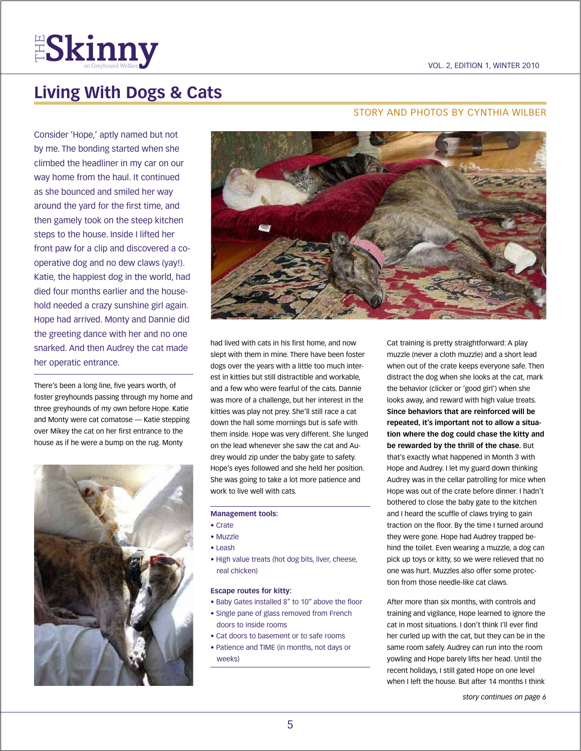# Living With Dogs & Cats

STORY AND PHOTOS BY CYNTHIA WILBER

Consider 'Hope,' aptly named but not by me. The bonding started when she climbed the headliner in my car on our way home from the haul. It continued as she bounced and smiled her way around the yard for the first time, and then gamely took on the steep kitchen steps to the house. Inside I lifted her front paw for a clip and discovered a co-operative dog and no dew claws (yay!). Katie, the happiest dog in the world, had died four months earlier and the household needed a crazy sunshine girl again. Hope had arrived. Monty and Dannie did the greeting dance with her and no one snarked. And then Audrey the cat made her operatic entrance.

There's been a long line, five years worth, of foster greyhounds passing through my home and three greyhounds of my own before Hope. Katie and Monty were cat comatose — Katie stepping over Mikey the cat on her first entrance to the house as if he were a bump on the rug. Monty had lived with cats in his first home, and now slept with them in mine. There have been foster dogs over the years with a little too much interest in kitties but still distractible and workable, and a few who were fearful of the cats. Dannie was more of a challenge, but her interest in the kitties was play not prey. She'll still race a cat down the hall some mornings but is safe with them inside. Hope was very different. She lunged on the lead whenever she saw the cat and Audrey would zip under the baby gate to safety. Hope's eyes followed and she held her position. She was going to take a lot more patience and work to live well with cats.

**Management tools:**

- Crate
- Muzzle
- Leash
- High value treats (hot dog bits, liver, cheese, real chicken)

**Escape routes for kitty:**

- Baby Gates installed 8" to 10" above the floor
- Single pane of glass removed from French doors to inside rooms
- Cat doors to basement or to safe rooms
- Patience and TIME (in months, not days or weeks)

Cat training is pretty straightforward: A play muzzle (never a cloth muzzle) and a short lead when out of the crate keeps everyone safe. Then distract the dog when she looks at the cat, mark the behavior (clicker or 'good girl') when she looks away, and reward with high value treats. **Since behaviors that are reinforced will be repeated, it's important not to allow a situation where the dog could chase the kitty and be rewarded by the thrill of the chase.** But that's exactly what happened in Month 3 with Hope and Audrey. I let my guard down thinking Audrey was in the cellar patrolling for mice when Hope was out of the crate before dinner. I hadn't bothered to close the baby gate to the kitchen and I heard the scuffle of claws trying to gain traction on the floor. By the time I turned around they were gone. Hope had Audrey trapped behind the toilet. Even wearing a muzzle, a dog can pick up toys or kitty, so we were relieved that no one was hurt. Muzzles also offer some protection from those needle-like cat claws.

After more than six months, with controls and training and vigilance, Hope learned to ignore the cat in most situations. I don't think I'll ever find her curled up with the cat, but they can be in the same room safely. Audrey can run into the room yowling and Hope barely lifts her head. Until the recent holidays, I still gated Hope on one level when I left the house. But after 14 months I think

*story continues on page 6*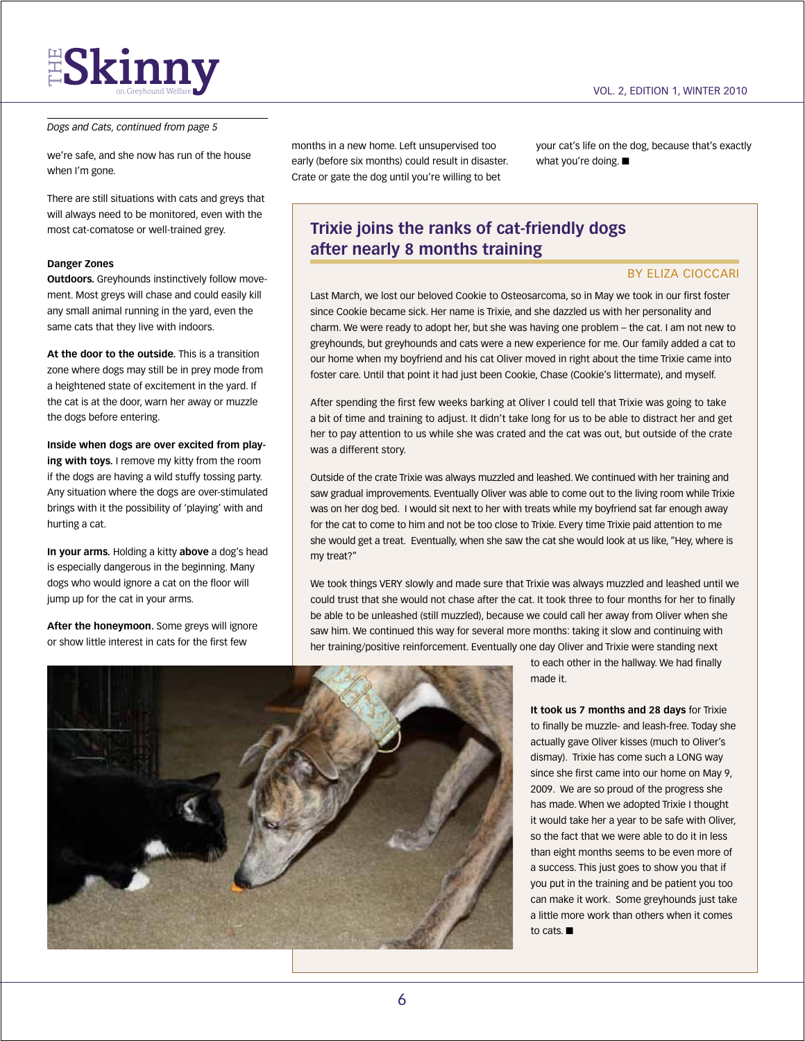*Dogs and Cats, continued from page 5*

we're safe, and she now has run of the house when I'm gone.

There are still situations with cats and greys that will always need to be monitored, even with the most cat-comatose or well-trained grey.

**Danger Zones**

**Outdoors.** Greyhounds instinctively follow movement. Most greys will chase and could easily kill any small animal running in the yard, even the same cats that they live with indoors.

**At the door to the outside.** This is a transition zone where dogs may still be in prey mode from a heightened state of excitement in the yard. If the cat is at the door, warn her away or muzzle the dogs before entering.

**Inside when dogs are over excited from playing with toys.** I remove my kitty from the room if the dogs are having a wild stuffy tossing party. Any situation where the dogs are over-stimulated brings with it the possibility of 'playing' with and hurting a cat.

**In your arms.** Holding a kitty **above** a dog's head is especially dangerous in the beginning. Many dogs who would ignore a cat on the floor will jump up for the cat in your arms.

**After the honeymoon.** Some greys will ignore or show little interest in cats for the first few months in a new home. Left unsupervised too early (before six months) could result in disaster. Crate or gate the dog until you're willing to bet your cat's life on the dog, because that's exactly what you're doing. ■

## Trixie joins the ranks of cat-friendly dogs after nearly 8 months training

BY ELIZA CIOCCARI

Last March, we lost our beloved Cookie to Osteosarcoma, so in May we took in our first foster since Cookie became sick. Her name is Trixie, and she dazzled us with her personality and charm. We were ready to adopt her, but she was having one problem – the cat. I am not new to greyhounds, but greyhounds and cats were a new experience for me. Our family added a cat to our home when my boyfriend and his cat Oliver moved in right about the time Trixie came into foster care. Until that point it had just been Cookie, Chase (Cookie's littermate), and myself.

After spending the first few weeks barking at Oliver I could tell that Trixie was going to take a bit of time and training to adjust. It didn't take long for us to be able to distract her and get her to pay attention to us while she was crated and the cat was out, but outside of the crate was a different story.

Outside of the crate Trixie was always muzzled and leashed. We continued with her training and saw gradual improvements. Eventually Oliver was able to come out to the living room while Trixie was on her dog bed. I would sit next to her with treats while my boyfriend sat far enough away for the cat to come to him and not be too close to Trixie. Every time Trixie paid attention to me she would get a treat. Eventually, when she saw the cat she would look at us like, "Hey, where is my treat?"

We took things VERY slowly and made sure that Trixie was always muzzled and leashed until we could trust that she would not chase after the cat. It took three to four months for her to finally be able to be unleashed (still muzzled), because we could call her away from Oliver when she saw him. We continued this way for several more months: taking it slow and continuing with her training/positive reinforcement. Eventually one day Oliver and Trixie were standing next to each other in the hallway. We had finally made it.

**It took us 7 months and 28 days** for Trixie to finally be muzzle- and leash-free. Today she actually gave Oliver kisses (much to Oliver's dismay). Trixie has come such a LONG way since she first came into our home on May 9, 2009. We are so proud of the progress she has made. When we adopted Trixie I thought it would take her a year to be safe with Oliver, so the fact that we were able to do it in less than eight months seems to be even more of a success. This just goes to show you that if you put in the training and be patient you too can make it work. Some greyhounds just take a little more work than others when it comes to cats. ■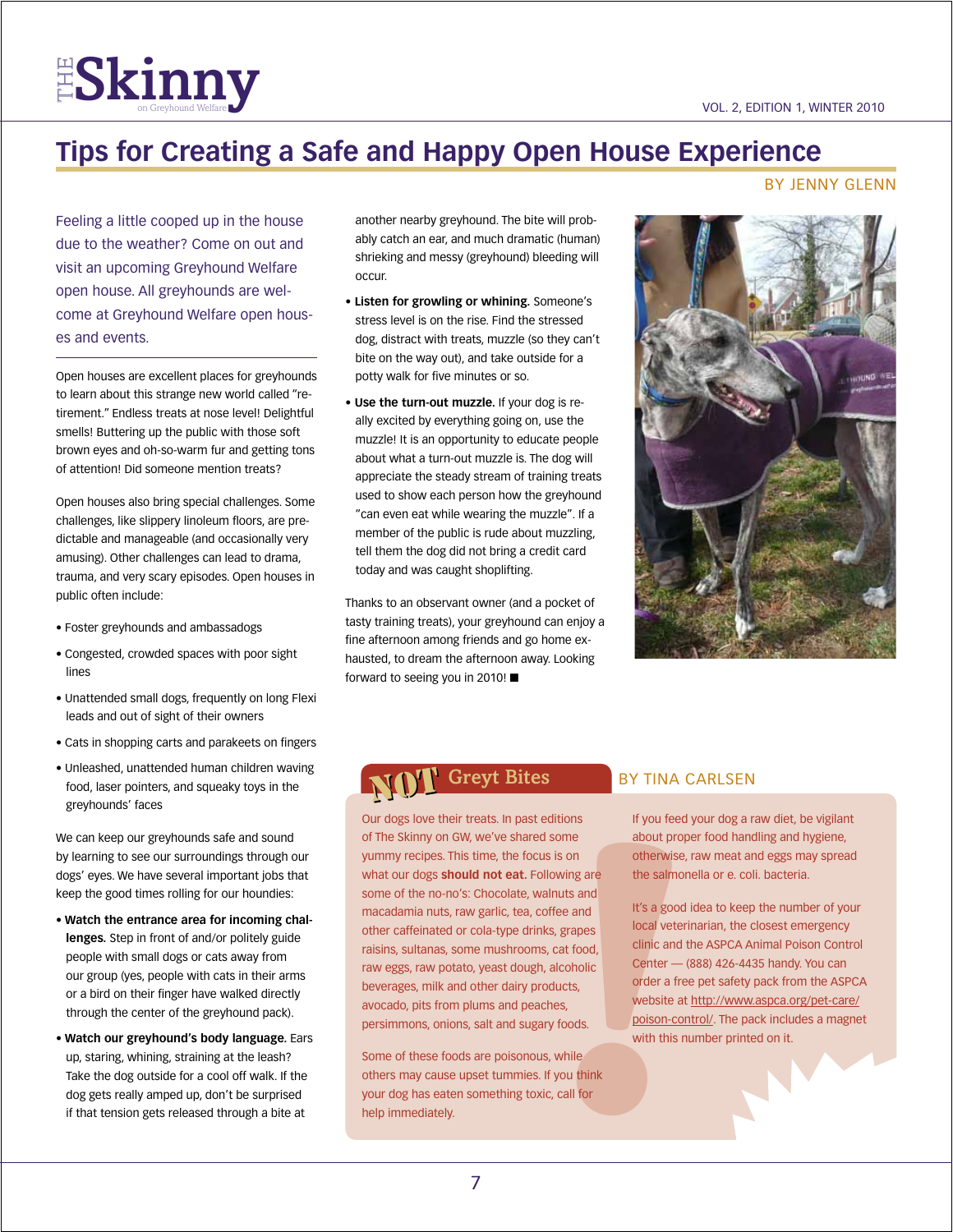# Tips for Creating a Safe and Happy Open House Experience

BY JENNY GLENN

Feeling a little cooped up in the house due to the weather? Come on out and visit an upcoming Greyhound Welfare open house. All greyhounds are welcome at Greyhound Welfare open houses and events.

Open houses are excellent places for greyhounds to learn about this strange new world called "retirement." Endless treats at nose level! Delightful smells! Buttering up the public with those soft brown eyes and oh-so-warm fur and getting tons of attention! Did someone mention treats?

Open houses also bring special challenges. Some challenges, like slippery linoleum floors, are predictable and manageable (and occasionally very amusing). Other challenges can lead to drama, trauma, and very scary episodes. Open houses in public often include:

- Foster greyhounds and ambassadogs
- Congested, crowded spaces with poor sight lines
- Unattended small dogs, frequently on long Flexi leads and out of sight of their owners
- Cats in shopping carts and parakeets on fingers
- Unleashed, unattended human children waving food, laser pointers, and squeaky toys in the greyhounds' faces

We can keep our greyhounds safe and sound by learning to see our surroundings through our dogs' eyes. We have several important jobs that keep the good times rolling for our houndies:

- **Watch the entrance area for incoming challenges.** Step in front of and/or politely guide people with small dogs or cats away from our group (yes, people with cats in their arms or a bird on their finger have walked directly through the center of the greyhound pack).
- **Watch our greyhound's body language.** Ears up, staring, whining, straining at the leash? Take the dog outside for a cool off walk. If the dog gets really amped up, don't be surprised if that tension gets released through a bite at another nearby greyhound. The bite will probably catch an ear, and much dramatic (human) shrieking and messy (greyhound) bleeding will occur.
- **Listen for growling or whining.** Someone's stress level is on the rise. Find the stressed dog, distract with treats, muzzle (so they can't bite on the way out), and take outside for a potty walk for five minutes or so.
- **Use the turn-out muzzle.** If your dog is really excited by everything going on, use the muzzle! It is an opportunity to educate people about what a turn-out muzzle is. The dog will appreciate the steady stream of training treats used to show each person how the greyhound "can even eat while wearing the muzzle". If a member of the public is rude about muzzling, tell them the dog did not bring a credit card today and was caught shoplifting.

Thanks to an observant owner (and a pocket of tasty training treats), your greyhound can enjoy a fine afternoon among friends and go home exhausted, to dream the afternoon away. Looking forward to seeing you in 2010! ■

## NOT Greyt Bites

BY TINA CARLSEN

Our dogs love their treats. In past editions of The Skinny on GW, we've shared some yummy recipes. This time, the focus is on what our dogs **should not eat.** Following are some of the no-no's: Chocolate, walnuts and macadamia nuts, raw garlic, tea, coffee and other caffeinated or cola-type drinks, grapes raisins, sultanas, some mushrooms, cat food, raw eggs, raw potato, yeast dough, alcoholic beverages, milk and other dairy products, avocado, pits from plums and peaches, persimmons, onions, salt and sugary foods.

Some of these foods are poisonous, while others may cause upset tummies. If you think your dog has eaten something toxic, call for help immediately.

If you feed your dog a raw diet, be vigilant about proper food handling and hygiene, otherwise, raw meat and eggs may spread the salmonella or e. coli. bacteria.

It's a good idea to keep the number of your local veterinarian, the closest emergency clinic and the ASPCA Animal Poison Control Center — (888) 426-4435 handy. You can order a free pet safety pack from the ASPCA website at http://www.aspca.org/pet-care/poison-control/. The pack includes a magnet with this number printed on it.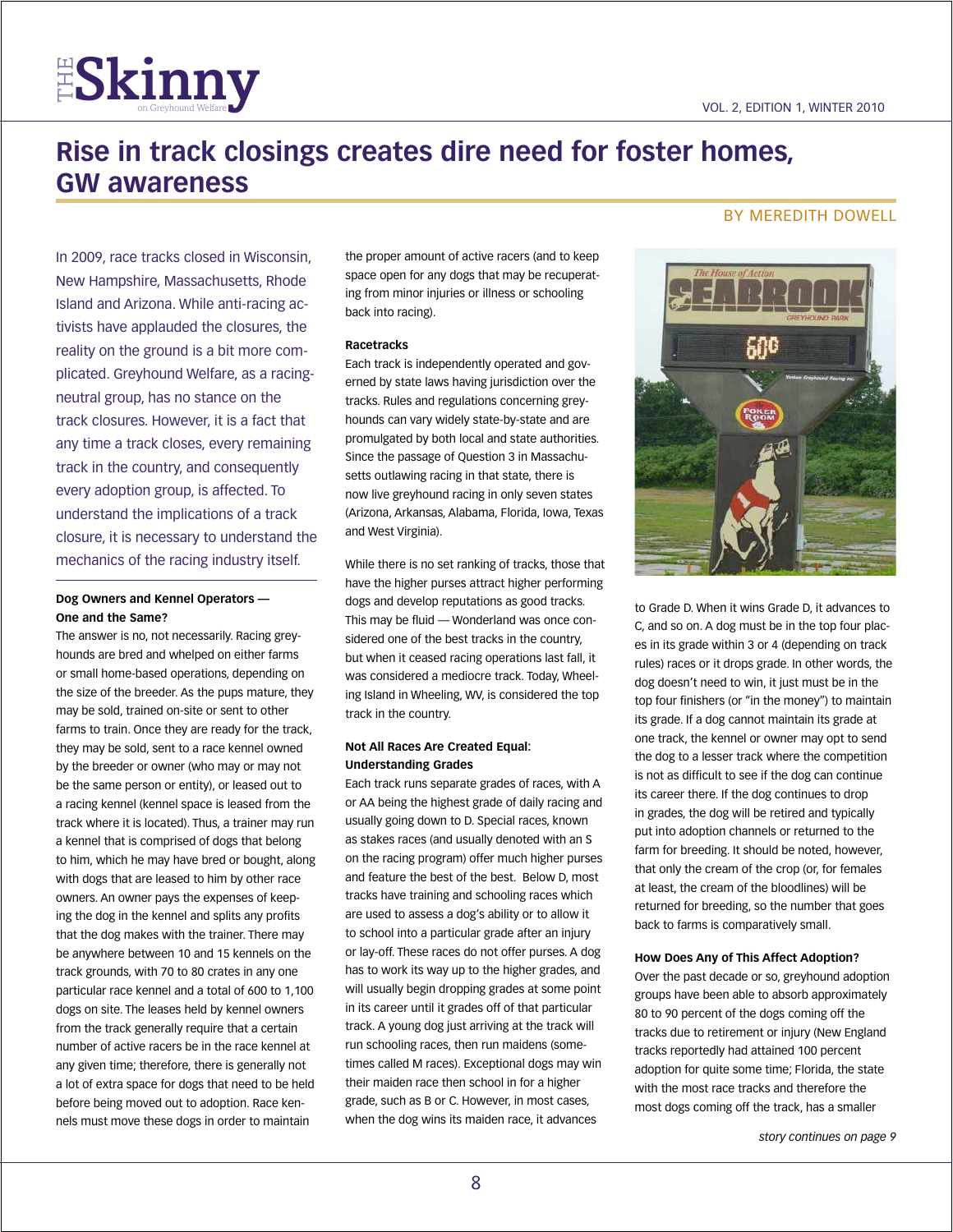# Rise in track closings creates dire need for foster homes, GW awareness

BY MEREDITH DOWELL

In 2009, race tracks closed in Wisconsin, New Hampshire, Massachusetts, Rhode Island and Arizona. While anti-racing activists have applauded the closures, the reality on the ground is a bit more complicated. Greyhound Welfare, as a racing-neutral group, has no stance on the track closures. However, it is a fact that any time a track closes, every remaining track in the country, and consequently every adoption group, is affected. To understand the implications of a track closure, it is necessary to understand the mechanics of the racing industry itself.

### Dog Owners and Kennel Operators — One and the Same?

The answer is no, not necessarily. Racing greyhounds are bred and whelped on either farms or small home-based operations, depending on the size of the breeder. As the pups mature, they may be sold, trained on-site or sent to other farms to train. Once they are ready for the track, they may be sold, sent to a race kennel owned by the breeder or owner (who may or may not be the same person or entity), or leased out to a racing kennel (kennel space is leased from the track where it is located). Thus, a trainer may run a kennel that is comprised of dogs that belong to him, which he may have bred or bought, along with dogs that are leased to him by other race owners. An owner pays the expenses of keeping the dog in the kennel and splits any profits that the dog makes with the trainer. There may be anywhere between 10 and 15 kennels on the track grounds, with 70 to 80 crates in any one particular race kennel and a total of 600 to 1,100 dogs on site. The leases held by kennel owners from the track generally require that a certain number of active racers be in the race kennel at any given time; therefore, there is generally not a lot of extra space for dogs that need to be held before being moved out to adoption. Race kennels must move these dogs in order to maintain the proper amount of active racers (and to keep space open for any dogs that may be recuperating from minor injuries or illness or schooling back into racing).

### Racetracks

Each track is independently operated and governed by state laws having jurisdiction over the tracks. Rules and regulations concerning greyhounds can vary widely state-by-state and are promulgated by both local and state authorities. Since the passage of Question 3 in Massachusetts outlawing racing in that state, there is now live greyhound racing in only seven states (Arizona, Arkansas, Alabama, Florida, Iowa, Texas and West Virginia).

While there is no set ranking of tracks, those that have the higher purses attract higher performing dogs and develop reputations as good tracks. This may be fluid — Wonderland was once considered one of the best tracks in the country, but when it ceased racing operations last fall, it was considered a mediocre track. Today, Wheeling Island in Wheeling, WV, is considered the top track in the country.

### Not All Races Are Created Equal: Understanding Grades

Each track runs separate grades of races, with A or AA being the highest grade of daily racing and usually going down to D. Special races, known as stakes races (and usually denoted with an S on the racing program) offer much higher purses and feature the best of the best. Below D, most tracks have training and schooling races which are used to assess a dog's ability or to allow it to school into a particular grade after an injury or lay-off. These races do not offer purses. A dog has to work its way up to the higher grades, and will usually begin dropping grades at some point in its career until it grades off of that particular track. A young dog just arriving at the track will run schooling races, then run maidens (sometimes called M races). Exceptional dogs may win their maiden race then school in for a higher grade, such as B or C. However, in most cases, when the dog wins its maiden race, it advances to Grade D. When it wins Grade D, it advances to C, and so on. A dog must be in the top four places in its grade within 3 or 4 (depending on track rules) races or it drops grade. In other words, the dog doesn't need to win, it just must be in the top four finishers (or "in the money") to maintain its grade. If a dog cannot maintain its grade at one track, the kennel or owner may opt to send the dog to a lesser track where the competition is not as difficult to see if the dog can continue its career there. If the dog continues to drop in grades, the dog will be retired and typically put into adoption channels or returned to the farm for breeding. It should be noted, however, that only the cream of the crop (or, for females at least, the cream of the bloodlines) will be returned for breeding, so the number that goes back to farms is comparatively small.

### How Does Any of This Affect Adoption?

Over the past decade or so, greyhound adoption groups have been able to absorb approximately 80 to 90 percent of the dogs coming off the tracks due to retirement or injury (New England tracks reportedly had attained 100 percent adoption for quite some time; Florida, the state with the most race tracks and therefore the most dogs coming off the track, has a smaller

*story continues on page 9*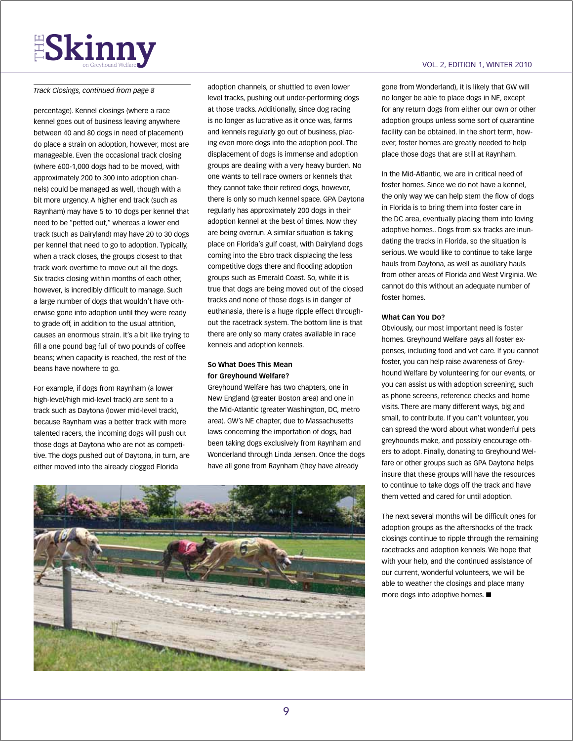*Track Closings, continued from page 8*

percentage). Kennel closings (where a race kennel goes out of business leaving anywhere between 40 and 80 dogs in need of placement) do place a strain on adoption, however, most are manageable. Even the occasional track closing (where 600-1,000 dogs had to be moved, with approximately 200 to 300 into adoption channels) could be managed as well, though with a bit more urgency. A higher end track (such as Raynham) may have 5 to 10 dogs per kennel that need to be "petted out," whereas a lower end track (such as Dairyland) may have 20 to 30 dogs per kennel that need to go to adoption. Typically, when a track closes, the groups closest to that track work overtime to move out all the dogs. Six tracks closing within months of each other, however, is incredibly difficult to manage. Such a large number of dogs that wouldn't have otherwise gone into adoption until they were ready to grade off, in addition to the usual attrition, causes an enormous strain. It's a bit like trying to fill a one pound bag full of two pounds of coffee beans; when capacity is reached, the rest of the beans have nowhere to go.

For example, if dogs from Raynham (a lower high-level/high mid-level track) are sent to a track such as Daytona (lower mid-level track), because Raynham was a better track with more talented racers, the incoming dogs will push out those dogs at Daytona who are not as competitive. The dogs pushed out of Daytona, in turn, are either moved into the already clogged Florida adoption channels, or shuttled to even lower level tracks, pushing out under-performing dogs at those tracks. Additionally, since dog racing is no longer as lucrative as it once was, farms and kennels regularly go out of business, placing even more dogs into the adoption pool. The displacement of dogs is immense and adoption groups are dealing with a very heavy burden. No one wants to tell race owners or kennels that they cannot take their retired dogs, however, there is only so much kennel space. GPA Daytona regularly has approximately 200 dogs in their adoption kennel at the best of times. Now they are being overrun. A similar situation is taking place on Florida's gulf coast, with Dairyland dogs coming into the Ebro track displacing the less competitive dogs there and flooding adoption groups such as Emerald Coast. So, while it is true that dogs are being moved out of the closed tracks and none of those dogs is in danger of euthanasia, there is a huge ripple effect throughout the racetrack system. The bottom line is that there are only so many crates available in race kennels and adoption kennels.

**So What Does This Mean for Greyhound Welfare?**

Greyhound Welfare has two chapters, one in New England (greater Boston area) and one in the Mid-Atlantic (greater Washington, DC, metro area). GW's NE chapter, due to Massachusetts laws concerning the importation of dogs, had been taking dogs exclusively from Raynham and Wonderland through Linda Jensen. Once the dogs have all gone from Raynham (they have already gone from Wonderland), it is likely that GW will no longer be able to place dogs in NE, except for any return dogs from either our own or other adoption groups unless some sort of quarantine facility can be obtained. In the short term, however, foster homes are greatly needed to help place those dogs that are still at Raynham.

In the Mid-Atlantic, we are in critical need of foster homes. Since we do not have a kennel, the only way we can help stem the flow of dogs in Florida is to bring them into foster care in the DC area, eventually placing them into loving adoptive homes.. Dogs from six tracks are inundating the tracks in Florida, so the situation is serious. We would like to continue to take large hauls from Daytona, as well as auxiliary hauls from other areas of Florida and West Virginia. We cannot do this without an adequate number of foster homes.

**What Can You Do?**

Obviously, our most important need is foster homes. Greyhound Welfare pays all foster expenses, including food and vet care. If you cannot foster, you can help raise awareness of Greyhound Welfare by volunteering for our events, or you can assist us with adoption screening, such as phone screens, reference checks and home visits. There are many different ways, big and small, to contribute. If you can't volunteer, you can spread the word about what wonderful pets greyhounds make, and possibly encourage others to adopt. Finally, donating to Greyhound Welfare or other groups such as GPA Daytona helps insure that these groups will have the resources to continue to take dogs off the track and have them vetted and cared for until adoption.

The next several months will be difficult ones for adoption groups as the aftershocks of the track closings continue to ripple through the remaining racetracks and adoption kennels. We hope that with your help, and the continued assistance of our current, wonderful volunteers, we will be able to weather the closings and place many more dogs into adoptive homes. ■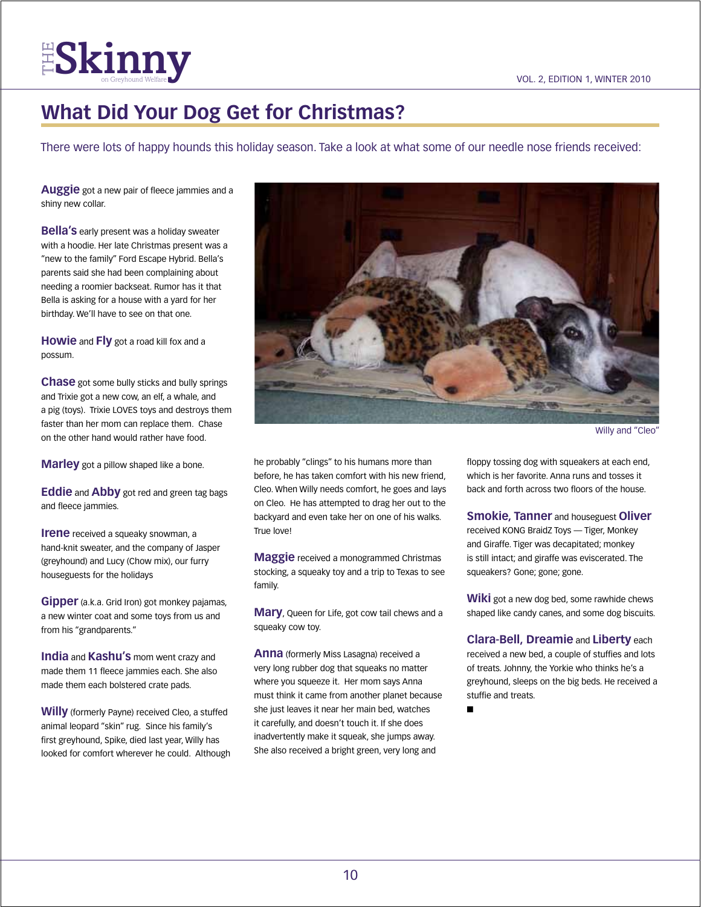# What Did Your Dog Get for Christmas?

There were lots of happy hounds this holiday season. Take a look at what some of our needle nose friends received:

**Auggie** got a new pair of fleece jammies and a shiny new collar.

**Bella's** early present was a holiday sweater with a hoodie. Her late Christmas present was a "new to the family" Ford Escape Hybrid. Bella's parents said she had been complaining about needing a roomier backseat. Rumor has it that Bella is asking for a house with a yard for her birthday. We'll have to see on that one.

**Howie** and **Fly** got a road kill fox and a possum.

**Chase** got some bully sticks and bully springs and Trixie got a new cow, an elf, a whale, and a pig (toys). Trixie LOVES toys and destroys them faster than her mom can replace them. Chase on the other hand would rather have food.

**Marley** got a pillow shaped like a bone.

**Eddie** and **Abby** got red and green tag bags and fleece jammies.

**Irene** received a squeaky snowman, a hand-knit sweater, and the company of Jasper (greyhound) and Lucy (Chow mix), our furry houseguests for the holidays

**Gipper** (a.k.a. Grid Iron) got monkey pajamas, a new winter coat and some toys from us and from his "grandparents."

**India** and **Kashu's** mom went crazy and made them 11 fleece jammies each. She also made them each bolstered crate pads.

**Willy** (formerly Payne) received Cleo, a stuffed animal leopard "skin" rug. Since his family's first greyhound, Spike, died last year, Willy has looked for comfort wherever he could. Although he probably "clings" to his humans more than before, he has taken comfort with his new friend, Cleo. When Willy needs comfort, he goes and lays on Cleo. He has attempted to drag her out to the backyard and even take her on one of his walks. True love!

Willy and "Cleo"

**Maggie** received a monogrammed Christmas stocking, a squeaky toy and a trip to Texas to see family.

**Mary**, Queen for Life, got cow tail chews and a squeaky cow toy.

**Anna** (formerly Miss Lasagna) received a very long rubber dog that squeaks no matter where you squeeze it. Her mom says Anna must think it came from another planet because she just leaves it near her main bed, watches it carefully, and doesn't touch it. If she does inadvertently make it squeak, she jumps away. She also received a bright green, very long and floppy tossing dog with squeakers at each end, which is her favorite. Anna runs and tosses it back and forth across two floors of the house.

**Smokie, Tanner** and houseguest **Oliver** received KONG BraidZ Toys — Tiger, Monkey and Giraffe. Tiger was decapitated; monkey is still intact; and giraffe was eviscerated. The squeakers? Gone; gone; gone.

**Wiki** got a new dog bed, some rawhide chews shaped like candy canes, and some dog biscuits.

**Clara-Bell, Dreamie** and **Liberty** each received a new bed, a couple of stuffies and lots of treats. Johnny, the Yorkie who thinks he's a greyhound, sleeps on the big beds. He received a stuffie and treats.

■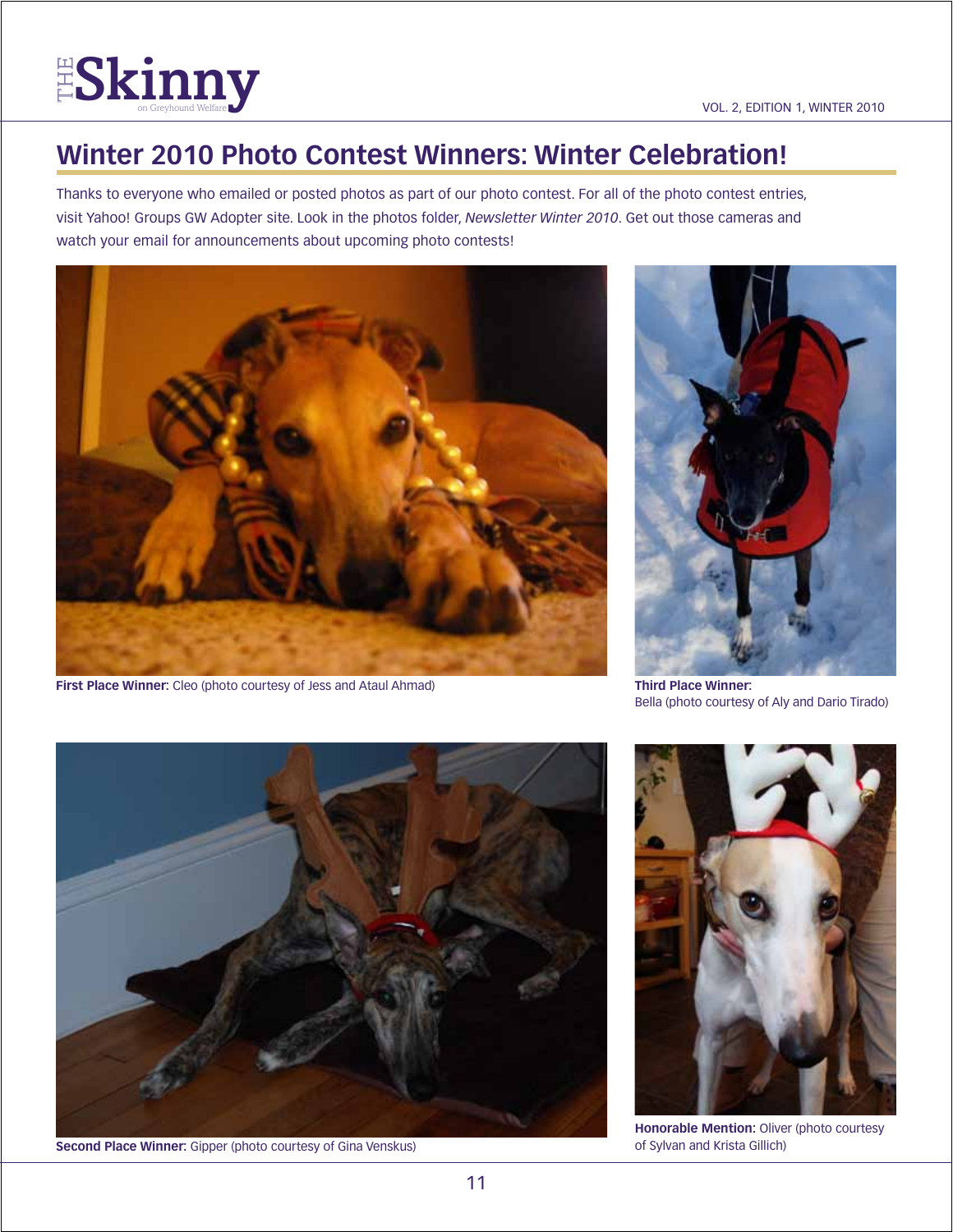## Winter 2010 Photo Contest Winners: Winter Celebration!

Thanks to everyone who emailed or posted photos as part of our photo contest. For all of the photo contest entries, visit Yahoo! Groups GW Adopter site. Look in the photos folder, *Newsletter Winter 2010*. Get out those cameras and watch your email for announcements about upcoming photo contests!

**First Place Winner:** Cleo (photo courtesy of Jess and Ataul Ahmad)

**Third Place Winner:** Bella (photo courtesy of Aly and Dario Tirado)

**Second Place Winner:** Gipper (photo courtesy of Gina Venskus)

**Honorable Mention:** Oliver (photo courtesy of Sylvan and Krista Gillich)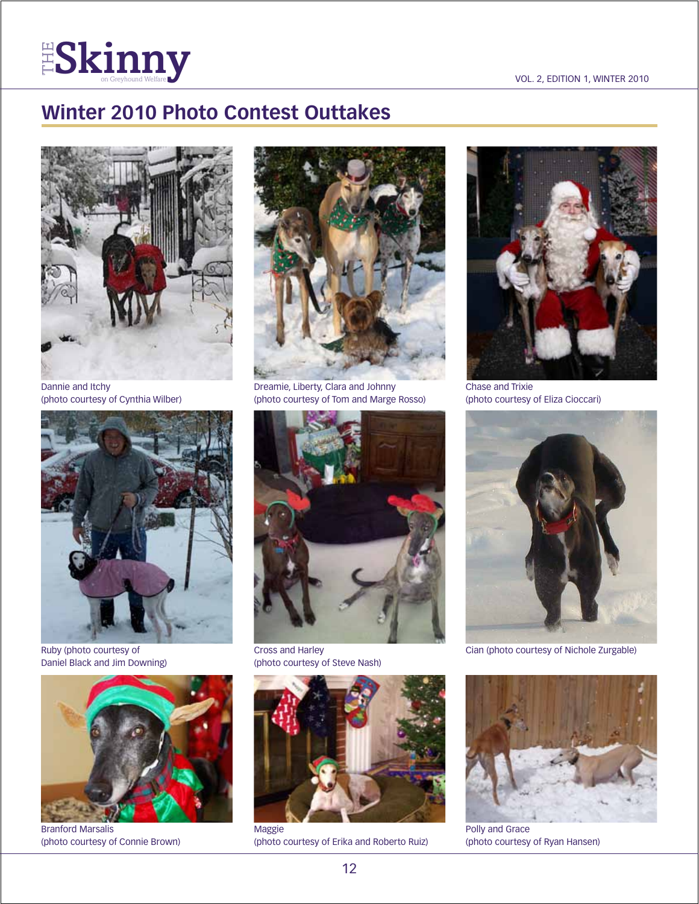## Winter 2010 Photo Contest Outtakes

Dannie and Itchy
(photo courtesy of Cynthia Wilber)

Dreamie, Liberty, Clara and Johnny
(photo courtesy of Tom and Marge Rosso)

Chase and Trixie
(photo courtesy of Eliza Cioccari)

Ruby (photo courtesy of
Daniel Black and Jim Downing)

Cross and Harley
(photo courtesy of Steve Nash)

Cian (photo courtesy of Nichole Zurgable)

Branford Marsalis
(photo courtesy of Connie Brown)

Maggie
(photo courtesy of Erika and Roberto Ruiz)

Polly and Grace
(photo courtesy of Ryan Hansen)